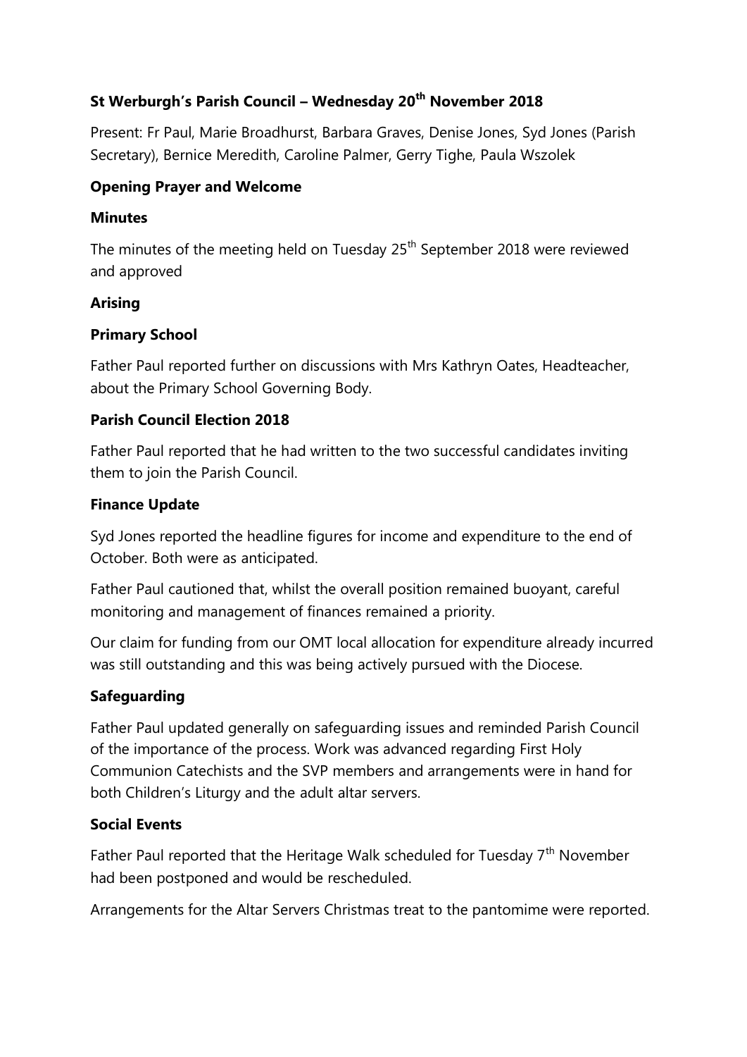## St Werburgh's Parish Council – Wednesday 20th November 2018

Present: Fr Paul, Marie Broadhurst, Barbara Graves, Denise Jones, Syd Jones (Parish Secretary), Bernice Meredith, Caroline Palmer, Gerry Tighe, Paula Wszolek

### Opening Prayer and Welcome

### Minutes

The minutes of the meeting held on Tuesday 25th September 2018 were reviewed and approved

### Arising

### Primary School

Father Paul reported further on discussions with Mrs Kathryn Oates, Headteacher, about the Primary School Governing Body.

### Parish Council Election 2018

Father Paul reported that he had written to the two successful candidates inviting them to join the Parish Council.

### Finance Update

Syd Jones reported the headline figures for income and expenditure to the end of October. Both were as anticipated.

Father Paul cautioned that, whilst the overall position remained buoyant, careful monitoring and management of finances remained a priority.

Our claim for funding from our OMT local allocation for expenditure already incurred was still outstanding and this was being actively pursued with the Diocese.

### Safeguarding

Father Paul updated generally on safeguarding issues and reminded Parish Council of the importance of the process. Work was advanced regarding First Holy Communion Catechists and the SVP members and arrangements were in hand for both Children's Liturgy and the adult altar servers.

### Social Events

Father Paul reported that the Heritage Walk scheduled for Tuesday 7th November had been postponed and would be rescheduled.

Arrangements for the Altar Servers Christmas treat to the pantomime were reported.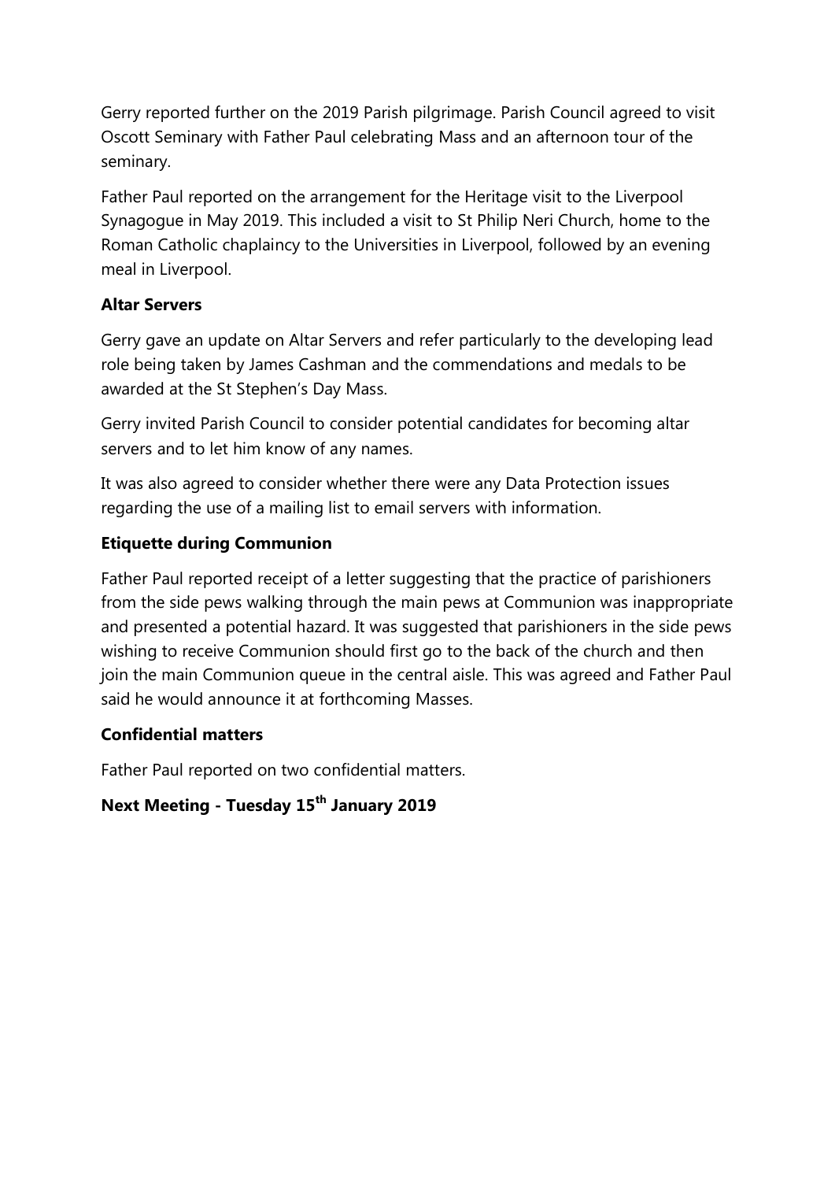Gerry reported further on the 2019 Parish pilgrimage. Parish Council agreed to visit Oscott Seminary with Father Paul celebrating Mass and an afternoon tour of the seminary.

Father Paul reported on the arrangement for the Heritage visit to the Liverpool Synagogue in May 2019. This included a visit to St Philip Neri Church, home to the Roman Catholic chaplaincy to the Universities in Liverpool, followed by an evening meal in Liverpool.

**Altar Servers**

Gerry gave an update on Altar Servers and refer particularly to the developing lead role being taken by James Cashman and the commendations and medals to be awarded at the St Stephen's Day Mass.

Gerry invited Parish Council to consider potential candidates for becoming altar servers and to let him know of any names.

It was also agreed to consider whether there were any Data Protection issues regarding the use of a mailing list to email servers with information.

**Etiquette during Communion**

Father Paul reported receipt of a letter suggesting that the practice of parishioners from the side pews walking through the main pews at Communion was inappropriate and presented a potential hazard. It was suggested that parishioners in the side pews wishing to receive Communion should first go to the back of the church and then join the main Communion queue in the central aisle. This was agreed and Father Paul said he would announce it at forthcoming Masses.

**Confidential matters**

Father Paul reported on two confidential matters.

**Next Meeting - Tuesday 15th January 2019**